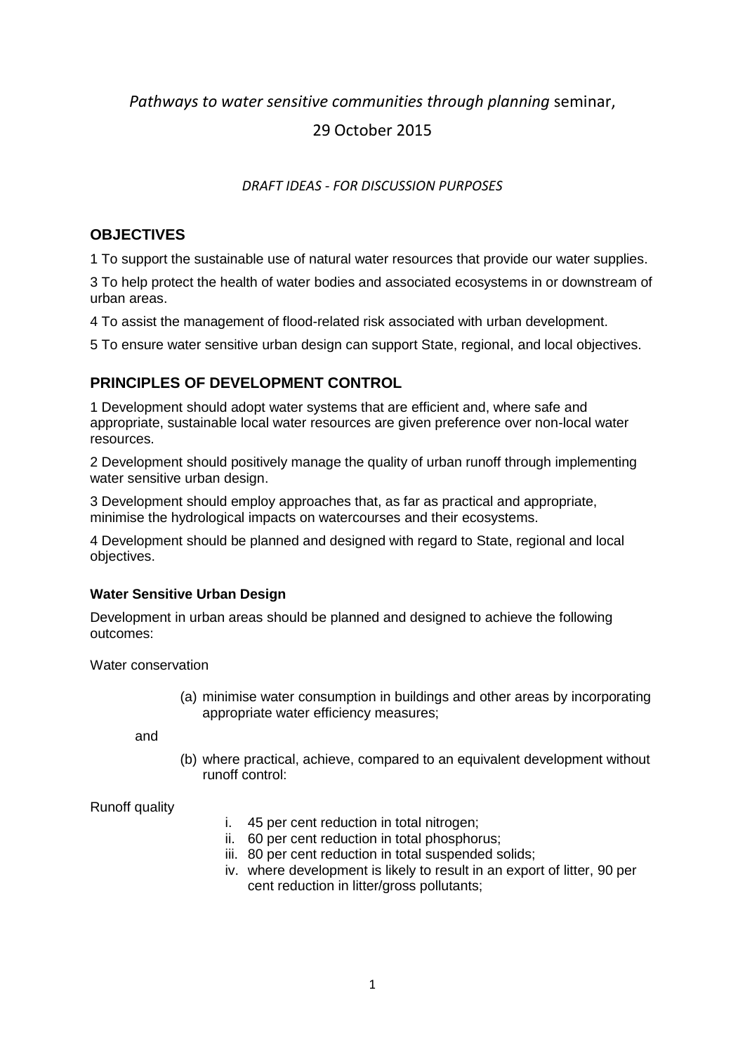*Pathways to water sensitive communities through planning* seminar,

29 October 2015

*DRAFT IDEAS - FOR DISCUSSION PURPOSES*

## OBJECTIVES

1 To support the sustainable use of natural water resources that provide our water supplies.

3 To help protect the health of water bodies and associated ecosystems in or downstream of urban areas.

4 To assist the management of flood-related risk associated with urban development.

5 To ensure water sensitive urban design can support State, regional, and local objectives.

## PRINCIPLES OF DEVELOPMENT CONTROL

1 Development should adopt water systems that are efficient and, where safe and appropriate, sustainable local water resources are given preference over non-local water resources.

2 Development should positively manage the quality of urban runoff through implementing water sensitive urban design.

3 Development should employ approaches that, as far as practical and appropriate, minimise the hydrological impacts on watercourses and their ecosystems.

4 Development should be planned and designed with regard to State, regional and local objectives.

### Water Sensitive Urban Design

Development in urban areas should be planned and designed to achieve the following outcomes:

Water conservation

(a) minimise water consumption in buildings and other areas by incorporating appropriate water efficiency measures;

and

(b) where practical, achieve, compared to an equivalent development without runoff control:

Runoff quality

i. 45 per cent reduction in total nitrogen;
ii. 60 per cent reduction in total phosphorus;
iii. 80 per cent reduction in total suspended solids;
iv. where development is likely to result in an export of litter, 90 per cent reduction in litter/gross pollutants;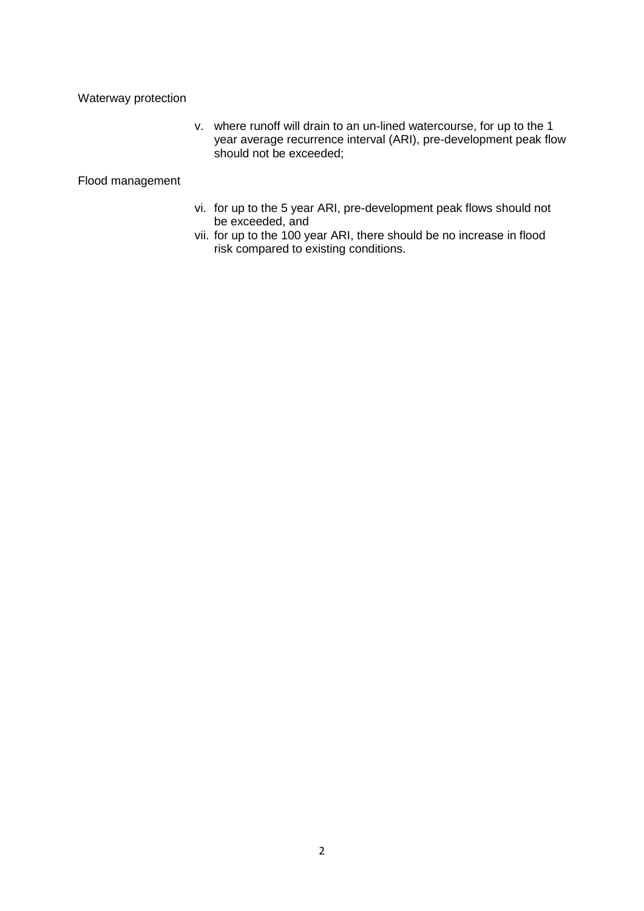Waterway protection

v. where runoff will drain to an un-lined watercourse, for up to the 1 year average recurrence interval (ARI), pre-development peak flow should not be exceeded;

Flood management

vi. for up to the 5 year ARI, pre-development peak flows should not be exceeded, and
vii. for up to the 100 year ARI, there should be no increase in flood risk compared to existing conditions.